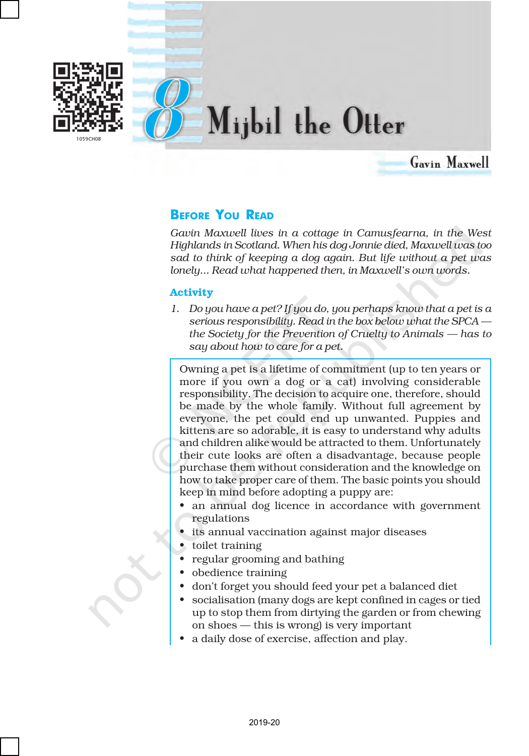# 8 Mijbil the Otter

Gavin Maxwell

## Before You Read

*Gavin Maxwell lives in a cottage in Camusfearna, in the West Highlands in Scotland. When his dog Jonnie died, Maxwell was too sad to think of keeping a dog again. But life without a pet was lonely... Read what happened then, in Maxwell's own words.*

### Activity

1. *Do you have a pet? If you do, you perhaps know that a pet is a serious responsibility. Read in the box below what the SPCA — the Society for the Prevention of Cruelty to Animals — has to say about how to care for a pet.*

Owning a pet is a lifetime of commitment (up to ten years or more if you own a dog or a cat) involving considerable responsibility. The decision to acquire one, therefore, should be made by the whole family. Without full agreement by everyone, the pet could end up unwanted. Puppies and kittens are so adorable, it is easy to understand why adults and children alike would be attracted to them. Unfortunately their cute looks are often a disadvantage, because people purchase them without consideration and the knowledge on how to take proper care of them. The basic points you should keep in mind before adopting a puppy are:

- an annual dog licence in accordance with government regulations
- its annual vaccination against major diseases
- toilet training
- regular grooming and bathing
- obedience training
- don't forget you should feed your pet a balanced diet
- socialisation (many dogs are kept confined in cages or tied up to stop them from dirtying the garden or from chewing on shoes — this is wrong) is very important
- a daily dose of exercise, affection and play.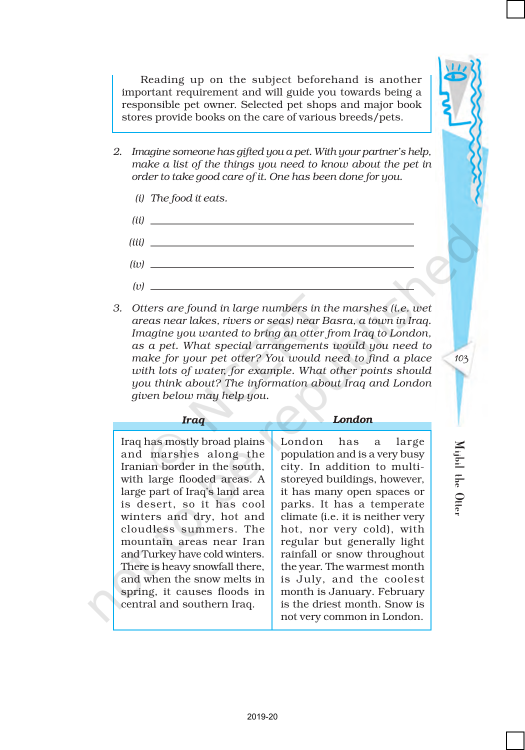Reading up on the subject beforehand is another important requirement and will guide you towards being a responsible pet owner. Selected pet shops and major book stores provide books on the care of various breeds/pets.

2. *Imagine someone has gifted you a pet. With your partner's help, make a list of the things you need to know about the pet in order to take good care of it. One has been done for you.*

   (i) *The food it eats.*

   (ii) ____________________

   (iii) ____________________

   (iv) ____________________

   (v) ____________________

3. *Otters are found in large numbers in the marshes (i.e. wet areas near lakes, rivers or seas) near Basra, a town in Iraq. Imagine you wanted to bring an otter from Iraq to London, as a pet. What special arrangements would you need to make for your pet otter? You would need to find a place with lots of water, for example. What other points should you think about? The information about Iraq and London given below may help you.*

| ***Iraq*** | ***London*** |
|---|---|
| Iraq has mostly broad plains and marshes along the Iranian border in the south, with large flooded areas. A large part of Iraq's land area is desert, so it has cool winters and dry, hot and cloudless summers. The mountain areas near Iran and Turkey have cold winters. There is heavy snowfall there, and when the snow melts in spring, it causes floods in central and southern Iraq. | London has a large population and is a very busy city. In addition to multi-storeyed buildings, however, it has many open spaces or parks. It has a temperate climate (i.e. it is neither very hot, nor very cold), with regular but generally light rainfall or snow throughout the year. The warmest month is July, and the coolest month is January. February is the driest month. Snow is not very common in London. |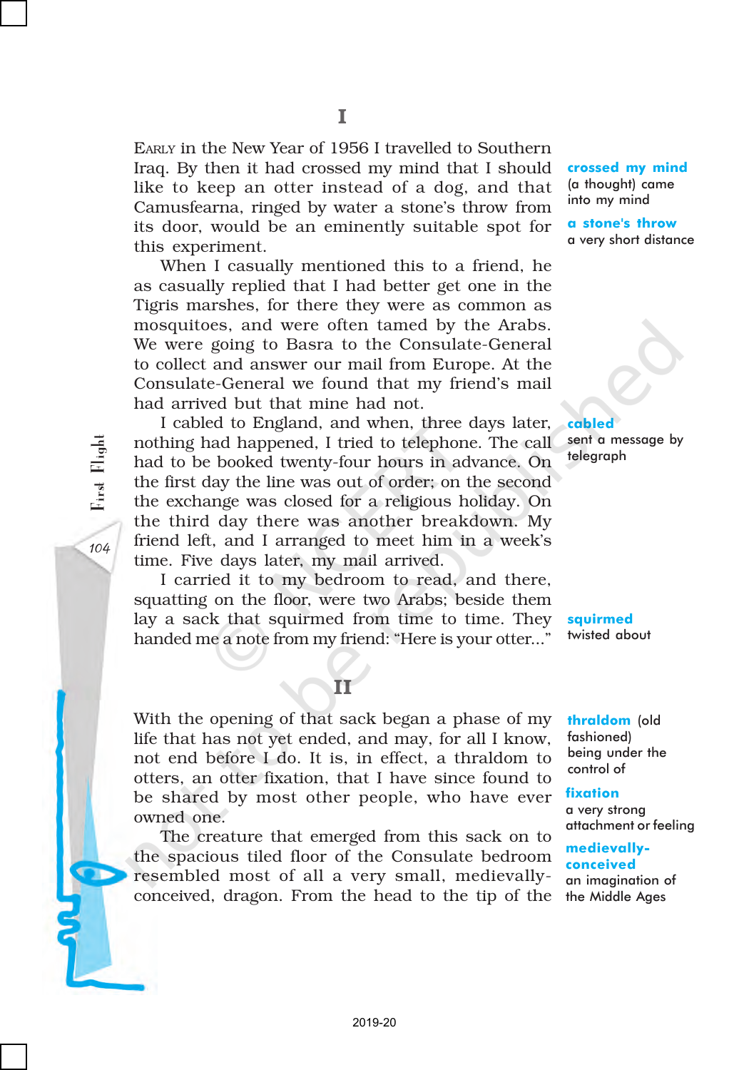## I

Early in the New Year of 1956 I travelled to Southern Iraq. By then it had crossed my mind that I should like to keep an otter instead of a dog, and that Camusfearna, ringed by water a stone's throw from its door, would be an eminently suitable spot for this experiment.

**crossed my mind** (a thought) came into my mind

**a stone's throw** a very short distance

When I casually mentioned this to a friend, he as casually replied that I had better get one in the Tigris marshes, for there they were as common as mosquitoes, and were often tamed by the Arabs. We were going to Basra to the Consulate-General to collect and answer our mail from Europe. At the Consulate-General we found that my friend's mail had arrived but that mine had not.

I cabled to England, and when, three days later, nothing had happened, I tried to telephone. The call had to be booked twenty-four hours in advance. On the first day the line was out of order; on the second the exchange was closed for a religious holiday. On the third day there was another breakdown. My friend left, and I arranged to meet him in a week's time. Five days later, my mail arrived.

**cabled** sent a message by telegraph

I carried it to my bedroom to read, and there, squatting on the floor, were two Arabs; beside them lay a sack that squirmed from time to time. They handed me a note from my friend: "Here is your otter..."

**squirmed** twisted about

## II

With the opening of that sack began a phase of my life that has not yet ended, and may, for all I know, not end before I do. It is, in effect, a thraldom to otters, an otter fixation, that I have since found to be shared by most other people, who have ever owned one.

**thraldom** (old fashioned) being under the control of

**fixation** a very strong attachment or feeling

The creature that emerged from this sack on to the spacious tiled floor of the Consulate bedroom resembled most of all a very small, medievally-conceived, dragon. From the head to the tip of the

**medievally-conceived** an imagination of the Middle Ages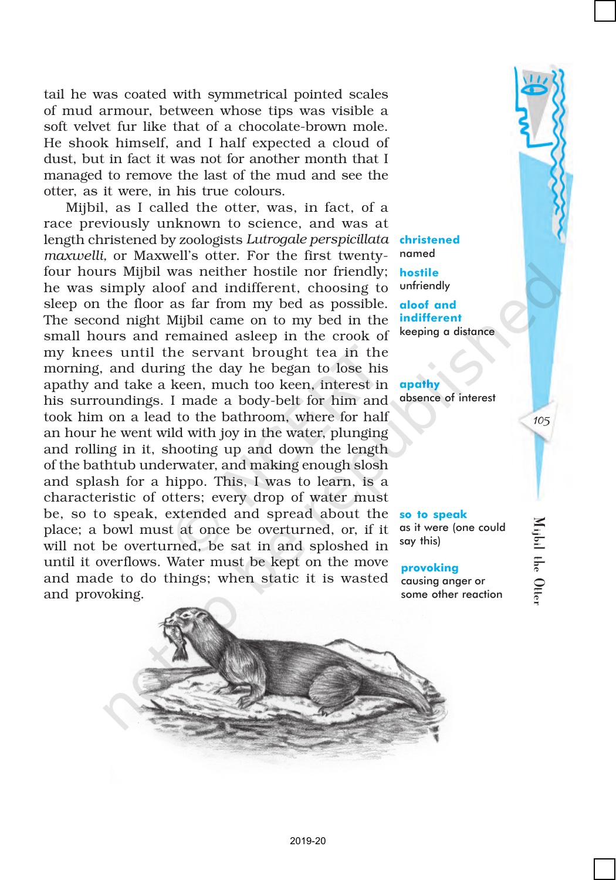tail he was coated with symmetrical pointed scales of mud armour, between whose tips was visible a soft velvet fur like that of a chocolate-brown mole. He shook himself, and I half expected a cloud of dust, but in fact it was not for another month that I managed to remove the last of the mud and see the otter, as it were, in his true colours.

Mijbil, as I called the otter, was, in fact, of a race previously unknown to science, and was at length christened by zoologists *Lutrogale perspicillata maxwelli,* or Maxwell's otter. For the first twenty-four hours Mijbil was neither hostile nor friendly; he was simply aloof and indifferent, choosing to sleep on the floor as far from my bed as possible. The second night Mijbil came on to my bed in the small hours and remained asleep in the crook of my knees until the servant brought tea in the morning, and during the day he began to lose his apathy and take a keen, much too keen, interest in his surroundings. I made a body-belt for him and took him on a lead to the bathroom, where for half an hour he went wild with joy in the water, plunging and rolling in it, shooting up and down the length of the bathtub underwater, and making enough slosh and splash for a hippo. This, I was to learn, is a characteristic of otters; every drop of water must be, so to speak, extended and spread about the place; a bowl must at once be overturned, or, if it will not be overturned, be sat in and sploshed in until it overflows. Water must be kept on the move and made to do things; when static it is wasted and provoking.

**christened**
named

**hostile**
unfriendly

**aloof and indifferent**
keeping a distance

**apathy**
absence of interest

**so to speak**
as it were (one could say this)

**provoking**
causing anger or some other reaction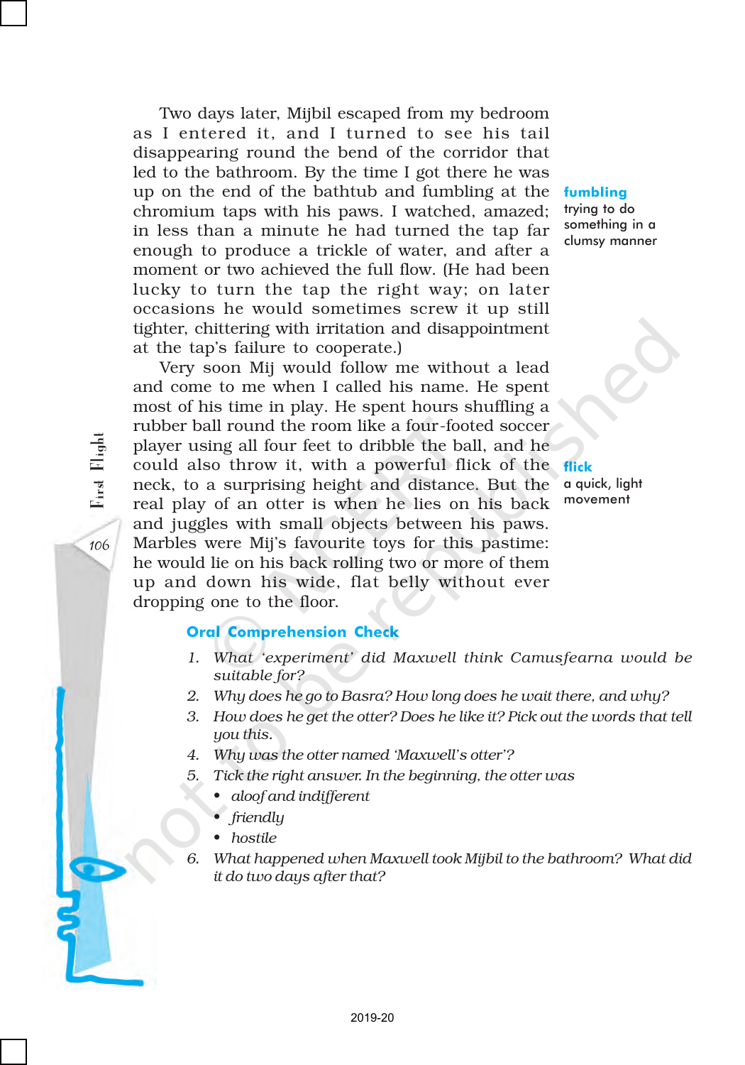Two days later, Mijbil escaped from my bedroom as I entered it, and I turned to see his tail disappearing round the bend of the corridor that led to the bathroom. By the time I got there he was up on the end of the bathtub and fumbling at the chromium taps with his paws. I watched, amazed; in less than a minute he had turned the tap far enough to produce a trickle of water, and after a moment or two achieved the full flow. (He had been lucky to turn the tap the right way; on later occasions he would sometimes screw it up still tighter, chittering with irritation and disappointment at the tap's failure to cooperate.)

**fumbling** trying to do something in a clumsy manner

Very soon Mij would follow me without a lead and come to me when I called his name. He spent most of his time in play. He spent hours shuffling a rubber ball round the room like a four-footed soccer player using all four feet to dribble the ball, and he could also throw it, with a powerful flick of the neck, to a surprising height and distance. But the real play of an otter is when he lies on his back and juggles with small objects between his paws. Marbles were Mij's favourite toys for this pastime: he would lie on his back rolling two or more of them up and down his wide, flat belly without ever dropping one to the floor.

**flick** a quick, light movement

## Oral Comprehension Check

1. *What 'experiment' did Maxwell think Camusfearna would be suitable for?*
2. *Why does he go to Basra? How long does he wait there, and why?*
3. *How does he get the otter? Does he like it? Pick out the words that tell you this.*
4. *Why was the otter named 'Maxwell's otter'?*
5. *Tick the right answer. In the beginning, the otter was*
   - *aloof and indifferent*
   - *friendly*
   - *hostile*
6. *What happened when Maxwell took Mijbil to the bathroom? What did it do two days after that?*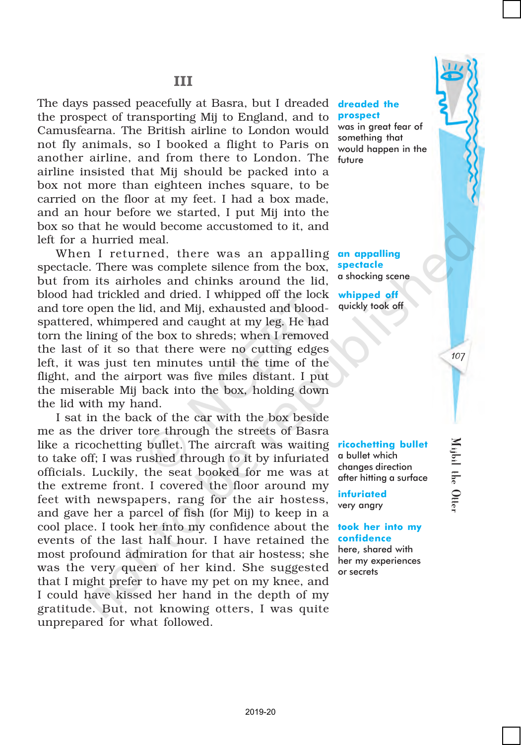## III

The days passed peacefully at Basra, but I dreaded the prospect of transporting Mij to England, and to Camusfearna. The British airline to London would not fly animals, so I booked a flight to Paris on another airline, and from there to London. The airline insisted that Mij should be packed into a box not more than eighteen inches square, to be carried on the floor at my feet. I had a box made, and an hour before we started, I put Mij into the box so that he would become accustomed to it, and left for a hurried meal.

**dreaded the prospect**
was in great fear of something that would happen in the future

When I returned, there was an appalling spectacle. There was complete silence from the box, but from its airholes and chinks around the lid, blood had trickled and dried. I whipped off the lock and tore open the lid, and Mij, exhausted and blood-spattered, whimpered and caught at my leg. He had torn the lining of the box to shreds; when I removed the last of it so that there were no cutting edges left, it was just ten minutes until the time of the flight, and the airport was five miles distant. I put the miserable Mij back into the box, holding down the lid with my hand.

**an appalling spectacle**
a shocking scene

**whipped off**
quickly took off

I sat in the back of the car with the box beside me as the driver tore through the streets of Basra like a ricochetting bullet. The aircraft was waiting to take off; I was rushed through to it by infuriated officials. Luckily, the seat booked for me was at the extreme front. I covered the floor around my feet with newspapers, rang for the air hostess, and gave her a parcel of fish (for Mij) to keep in a cool place. I took her into my confidence about the events of the last half hour. I have retained the most profound admiration for that air hostess; she was the very queen of her kind. She suggested that I might prefer to have my pet on my knee, and I could have kissed her hand in the depth of my gratitude. But, not knowing otters, I was quite unprepared for what followed.

**ricochetting bullet**
a bullet which changes direction after hitting a surface

**infuriated**
very angry

**took her into my confidence**
here, shared with her my experiences or secrets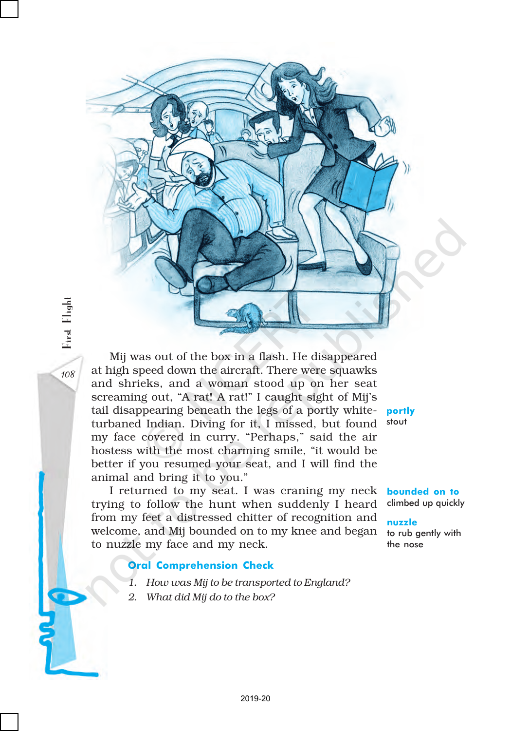Mij was out of the box in a flash. He disappeared at high speed down the aircraft. There were squawks and shrieks, and a woman stood up on her seat screaming out, "A rat! A rat!" I caught sight of Mij's tail disappearing beneath the legs of a portly white-turbaned Indian. Diving for it, I missed, but found my face covered in curry. "Perhaps," said the air hostess with the most charming smile, "it would be better if you resumed your seat, and I will find the animal and bring it to you."

I returned to my seat. I was craning my neck trying to follow the hunt when suddenly I heard from my feet a distressed chitter of recognition and welcome, and Mij bounded on to my knee and began to nuzzle my face and my neck.

**portly**
stout

**bounded on to**
climbed up quickly

**nuzzle**
to rub gently with the nose

### Oral Comprehension Check

1. *How was Mij to be transported to England?*
2. *What did Mij do to the box?*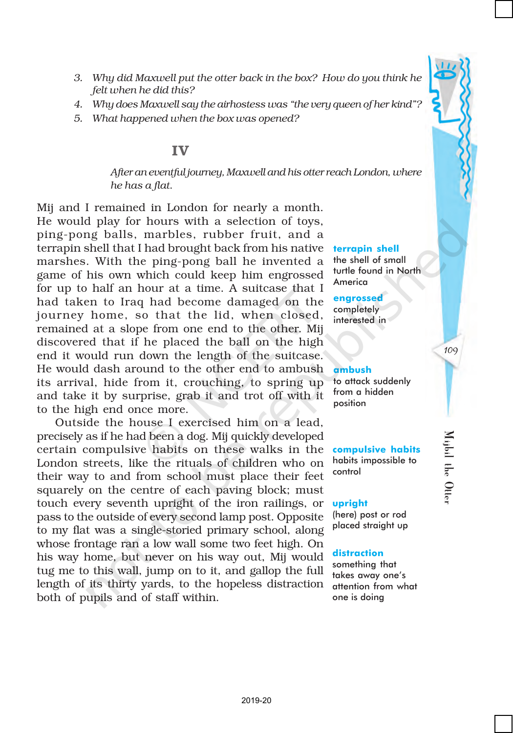3. *Why did Maxwell put the otter back in the box? How do you think he felt when he did this?*
4. *Why does Maxwell say the airhostess was "the very queen of her kind"?*
5. *What happened when the box was opened?*

## IV

*After an eventful journey, Maxwell and his otter reach London, where he has a flat.*

Mij and I remained in London for nearly a month. He would play for hours with a selection of toys, ping-pong balls, marbles, rubber fruit, and a terrapin shell that I had brought back from his native marshes. With the ping-pong ball he invented a game of his own which could keep him engrossed for up to half an hour at a time. A suitcase that I had taken to Iraq had become damaged on the journey home, so that the lid, when closed, remained at a slope from one end to the other. Mij discovered that if he placed the ball on the high end it would run down the length of the suitcase. He would dash around to the other end to ambush its arrival, hide from it, crouching, to spring up and take it by surprise, grab it and trot off with it to the high end once more.

Outside the house I exercised him on a lead, precisely as if he had been a dog. Mij quickly developed certain compulsive habits on these walks in the London streets, like the rituals of children who on their way to and from school must place their feet squarely on the centre of each paving block; must touch every seventh upright of the iron railings, or pass to the outside of every second lamp post. Opposite to my flat was a single-storied primary school, along whose frontage ran a low wall some two feet high. On his way home, but never on his way out, Mij would tug me to this wall, jump on to it, and gallop the full length of its thirty yards, to the hopeless distraction both of pupils and of staff within.

**terrapin shell**
the shell of small turtle found in North America

**engrossed**
completely interested in

**ambush**
to attack suddenly from a hidden position

**compulsive habits**
habits impossible to control

**upright**
(here) post or rod placed straight up

**distraction**
something that takes away one's attention from what one is doing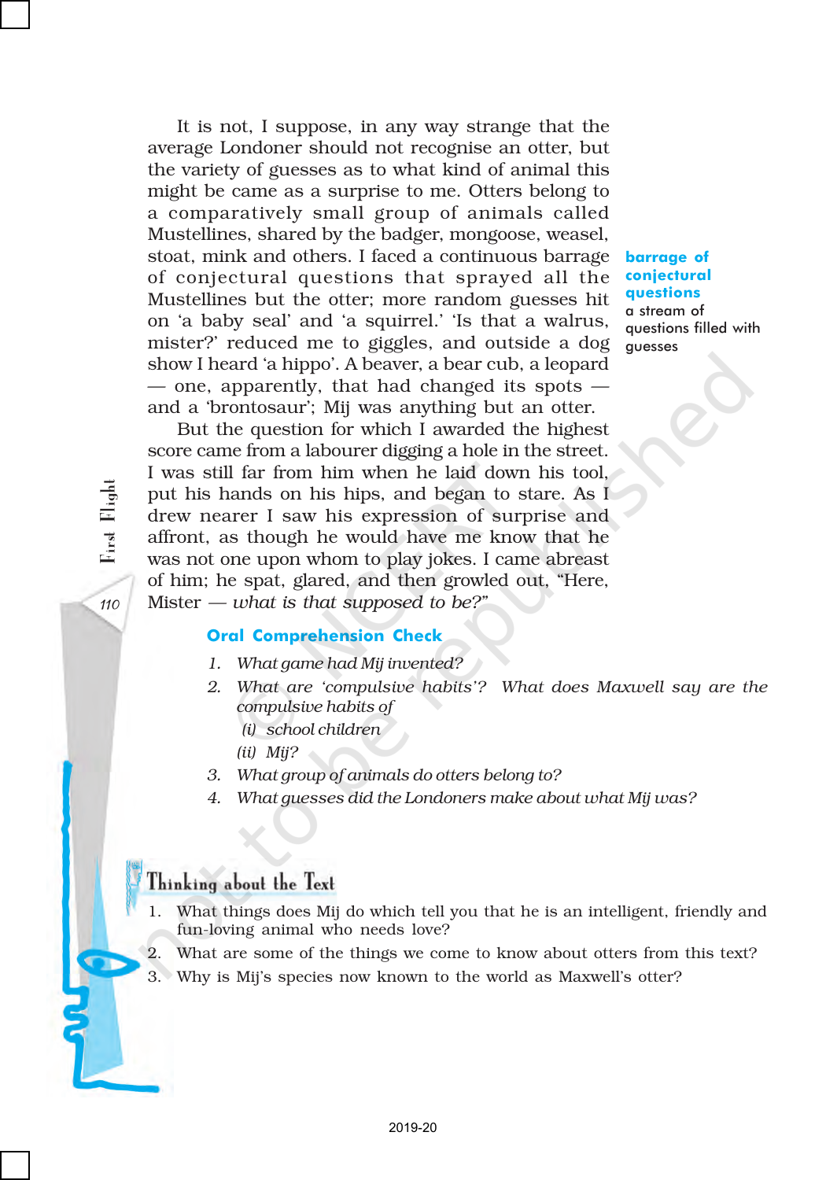It is not, I suppose, in any way strange that the average Londoner should not recognise an otter, but the variety of guesses as to what kind of animal this might be came as a surprise to me. Otters belong to a comparatively small group of animals called Mustellines, shared by the badger, mongoose, weasel, stoat, mink and others. I faced a continuous barrage of conjectural questions that sprayed all the Mustellines but the otter; more random guesses hit on 'a baby seal' and 'a squirrel.' 'Is that a walrus, mister?' reduced me to giggles, and outside a dog show I heard 'a hippo'. A beaver, a bear cub, a leopard — one, apparently, that had changed its spots — and a 'brontosaur'; Mij was anything but an otter.

**barrage of conjectural questions**
a stream of questions filled with guesses

But the question for which I awarded the highest score came from a labourer digging a hole in the street. I was still far from him when he laid down his tool, put his hands on his hips, and began to stare. As I drew nearer I saw his expression of surprise and affront, as though he would have me know that he was not one upon whom to play jokes. I came abreast of him; he spat, glared, and then growled out, "Here, Mister — *what is that supposed to be?*"

### Oral Comprehension Check

1. *What game had Mij invented?*
2. *What are 'compulsive habits'? What does Maxwell say are the compulsive habits of*
   *(i) school children*
   *(ii) Mij?*
3. *What group of animals do otters belong to?*
4. *What guesses did the Londoners make about what Mij was?*

## Thinking about the Text

1. What things does Mij do which tell you that he is an intelligent, friendly and fun-loving animal who needs love?
2. What are some of the things we come to know about otters from this text?
3. Why is Mij's species now known to the world as Maxwell's otter?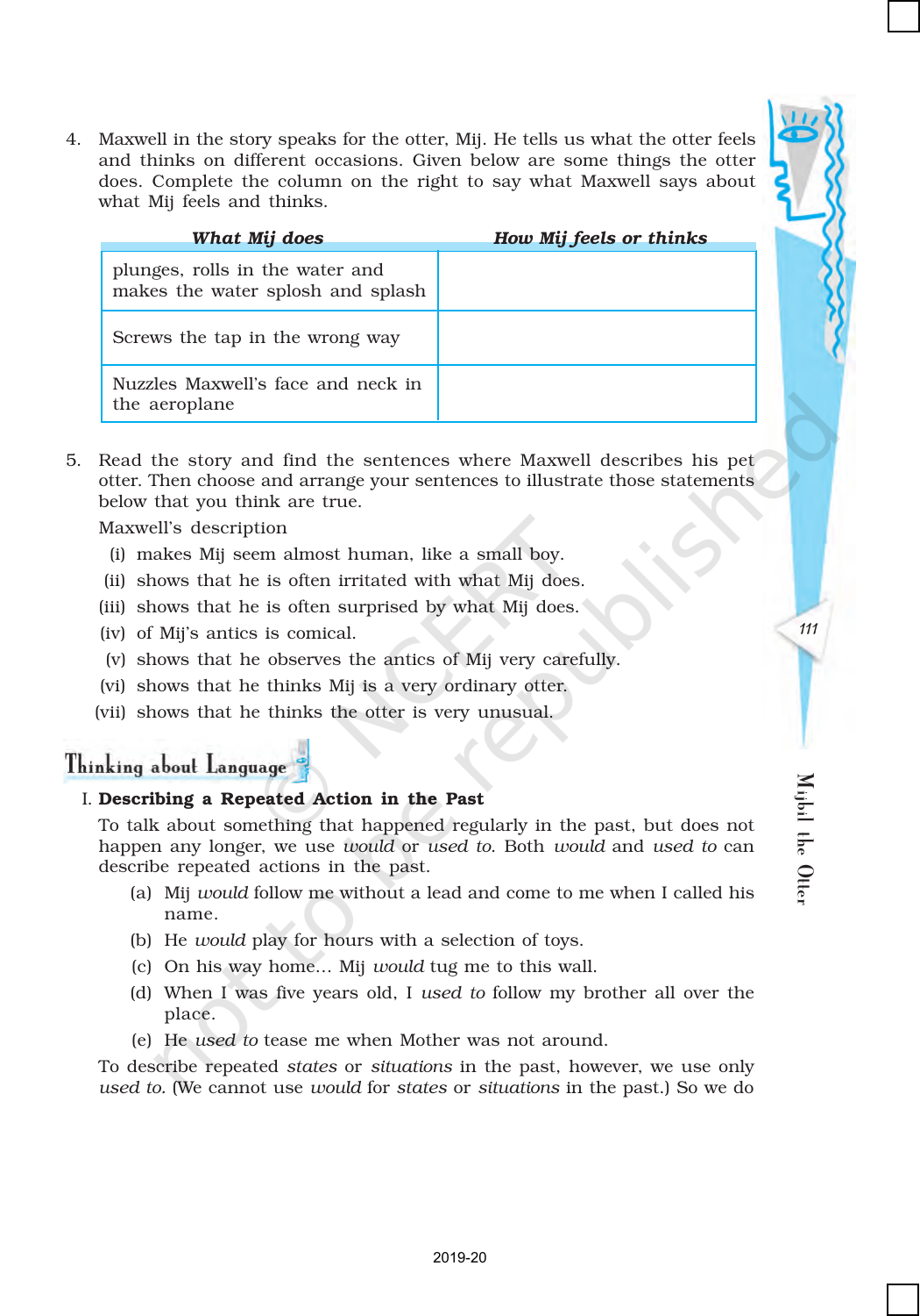4. Maxwell in the story speaks for the otter, Mij. He tells us what the otter feels and thinks on different occasions. Given below are some things the otter does. Complete the column on the right to say what Maxwell says about what Mij feels and thinks.

| ***What Mij does*** | ***How Mij feels or thinks*** |
|---|---|
| plunges, rolls in the water and makes the water splosh and splash | |
| Screws the tap in the wrong way | |
| Nuzzles Maxwell's face and neck in the aeroplane | |

5. Read the story and find the sentences where Maxwell describes his pet otter. Then choose and arrange your sentences to illustrate those statements below that you think are true.

   Maxwell's description
   - (i) makes Mij seem almost human, like a small boy.
   - (ii) shows that he is often irritated with what Mij does.
   - (iii) shows that he is often surprised by what Mij does.
   - (iv) of Mij's antics is comical.
   - (v) shows that he observes the antics of Mij very carefully.
   - (vi) shows that he thinks Mij is a very ordinary otter.
   - (vii) shows that he thinks the otter is very unusual.

## Thinking about Language

### I. Describing a Repeated Action in the Past

To talk about something that happened regularly in the past, but does not happen any longer, we use *would* or *used to*. Both *would* and *used to* can describe repeated actions in the past.

- (a) Mij *would* follow me without a lead and come to me when I called his name.
- (b) He *would* play for hours with a selection of toys.
- (c) On his way home... Mij *would* tug me to this wall.
- (d) When I was five years old, I *used to* follow my brother all over the place.
- (e) He *used to* tease me when Mother was not around.

To describe repeated *states* or *situations* in the past, however, we use only *used to*. (We cannot use *would* for *states* or *situations* in the past.) So we do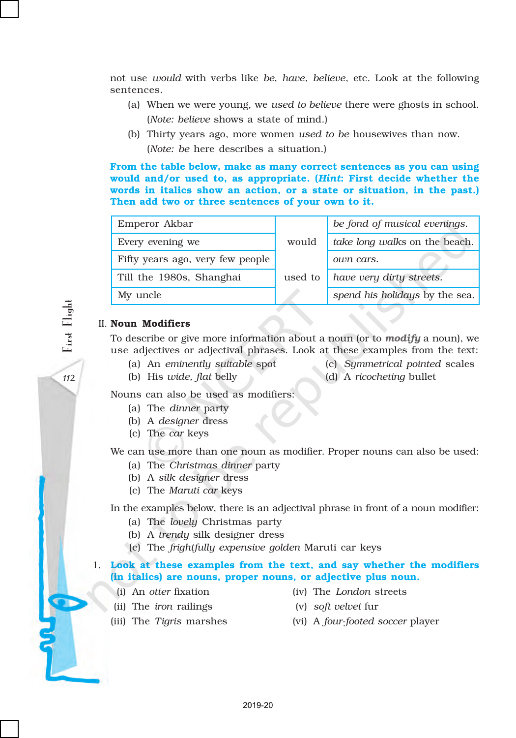not use *would* with verbs like *be*, *have*, *believe*, etc. Look at the following sentences.

(a) When we were young, we *used to believe* there were ghosts in school. (*Note: believe* shows a state of mind.)

(b) Thirty years ago, more women *used to be* housewives than now. (*Note: be* here describes a situation.)

**From the table below, make as many correct sentences as you can using would and/or used to, as appropriate. (*Hint*: First decide whether the words in italics show an action, or a state or situation, in the past.) Then add two or three sentences of your own to it.**

| | | |
|---|---|---|
| Emperor Akbar | would | *be fond of musical evenings.* |
| Every evening we | | *take long walks* on the beach. |
| Fifty years ago, very few people | | *own cars.* |
| Till the 1980s, Shanghai | used to | *have very dirty streets.* |
| My uncle | | *spend his holidays* by the sea. |

## II. Noun Modifiers

To describe or give more information about a noun (or to ***modify*** a noun), we use adjectives or adjectival phrases. Look at these examples from the text:

(a) An *eminently suitable* spot
(b) His *wide, flat* belly
(c) *Symmetrical pointed* scales
(d) A *ricocheting* bullet

Nouns can also be used as modifiers:

(a) The *dinner* party
(b) A *designer* dress
(c) The *car* keys

We can use more than one noun as modifier. Proper nouns can also be used:

(a) The *Christmas dinner* party
(b) A *silk designer* dress
(c) The *Maruti car* keys

In the examples below, there is an adjectival phrase in front of a noun modifier:

(a) The *lovely* Christmas party
(b) A *trendy* silk designer dress
(c) The *frightfully expensive golden* Maruti car keys

1. **Look at these examples from the text, and say whether the modifiers (in italics) are nouns, proper nouns, or adjective plus noun.**

(i) An *otter* fixation
(ii) The *iron* railings
(iii) The *Tigris* marshes
(iv) The *London* streets
(v) *soft velvet* fur
(vi) A *four-footed soccer* player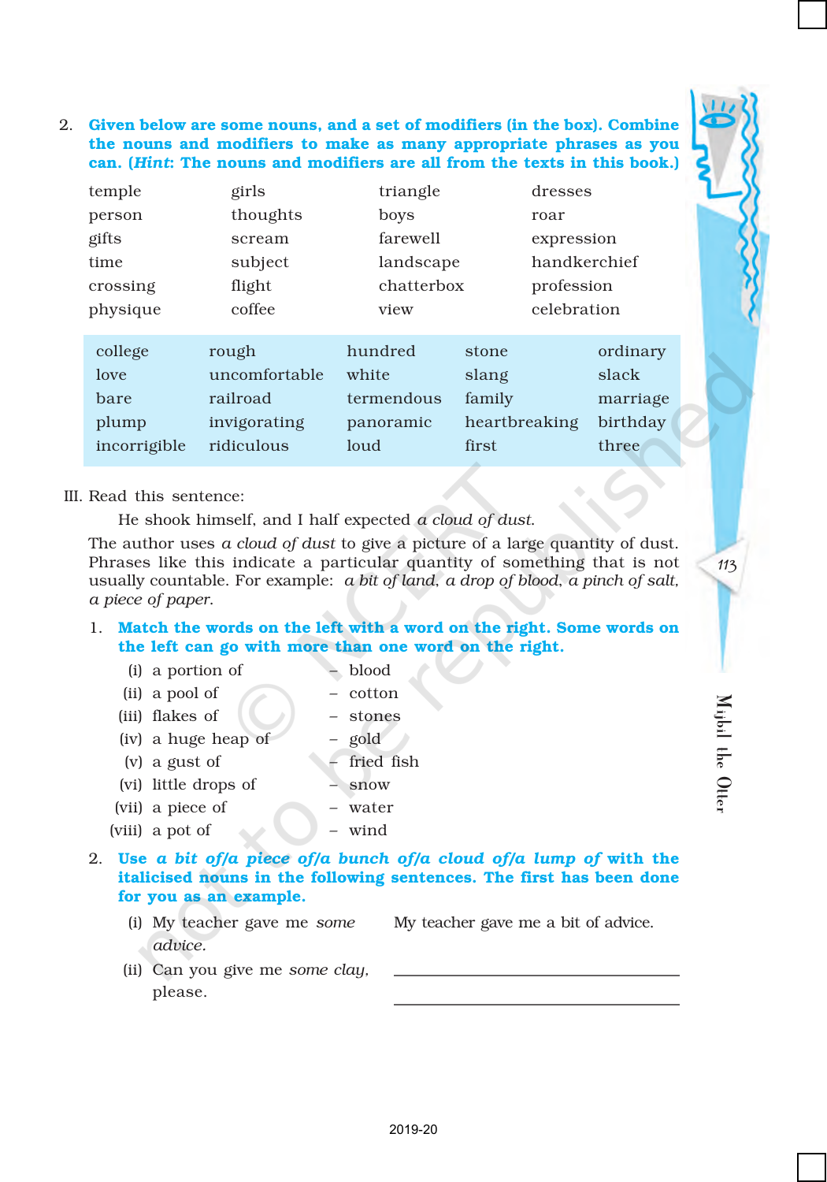2. **Given below are some nouns, and a set of modifiers (in the box). Combine the nouns and modifiers to make as many appropriate phrases as you can. (*Hint*: The nouns and modifiers are all from the texts in this book.)**

| | | | |
|---|---|---|---|
| temple | girls | triangle | dresses |
| person | thoughts | boys | roar |
| gifts | scream | farewell | expression |
| time | subject | landscape | handkerchief |
| crossing | flight | chatterbox | profession |
| physique | coffee | view | celebration |

| | | | | |
|---|---|---|---|---|
| college | rough | hundred | stone | ordinary |
| love | uncomfortable | white | slang | slack |
| bare | railroad | termendous | family | marriage |
| plump | invigorating | panoramic | heartbreaking | birthday |
| incorrigible | ridiculous | loud | first | three |

III. Read this sentence:

He shook himself, and I half expected *a cloud of dust*.

The author uses *a cloud of dust* to give a picture of a large quantity of dust. Phrases like this indicate a particular quantity of something that is not usually countable. For example: *a bit of land, a drop of blood, a pinch of salt, a piece of paper.*

1. **Match the words on the left with a word on the right. Some words on the left can go with more than one word on the right.**

| | | |
|---|---|---|
| (i) | a portion of | – blood |
| (ii) | a pool of | – cotton |
| (iii) | flakes of | – stones |
| (iv) | a huge heap of | – gold |
| (v) | a gust of | – fried fish |
| (vi) | little drops of | – snow |
| (vii) | a piece of | – water |
| (viii) | a pot of | – wind |

2. **Use *a bit of/a piece of/a bunch of/a cloud of/a lump of* with the italicised nouns in the following sentences. The first has been done for you as an example.**

(i) My teacher gave me *some advice*. — My teacher gave me a bit of advice.

(ii) Can you give me *some clay*, please. — ______________________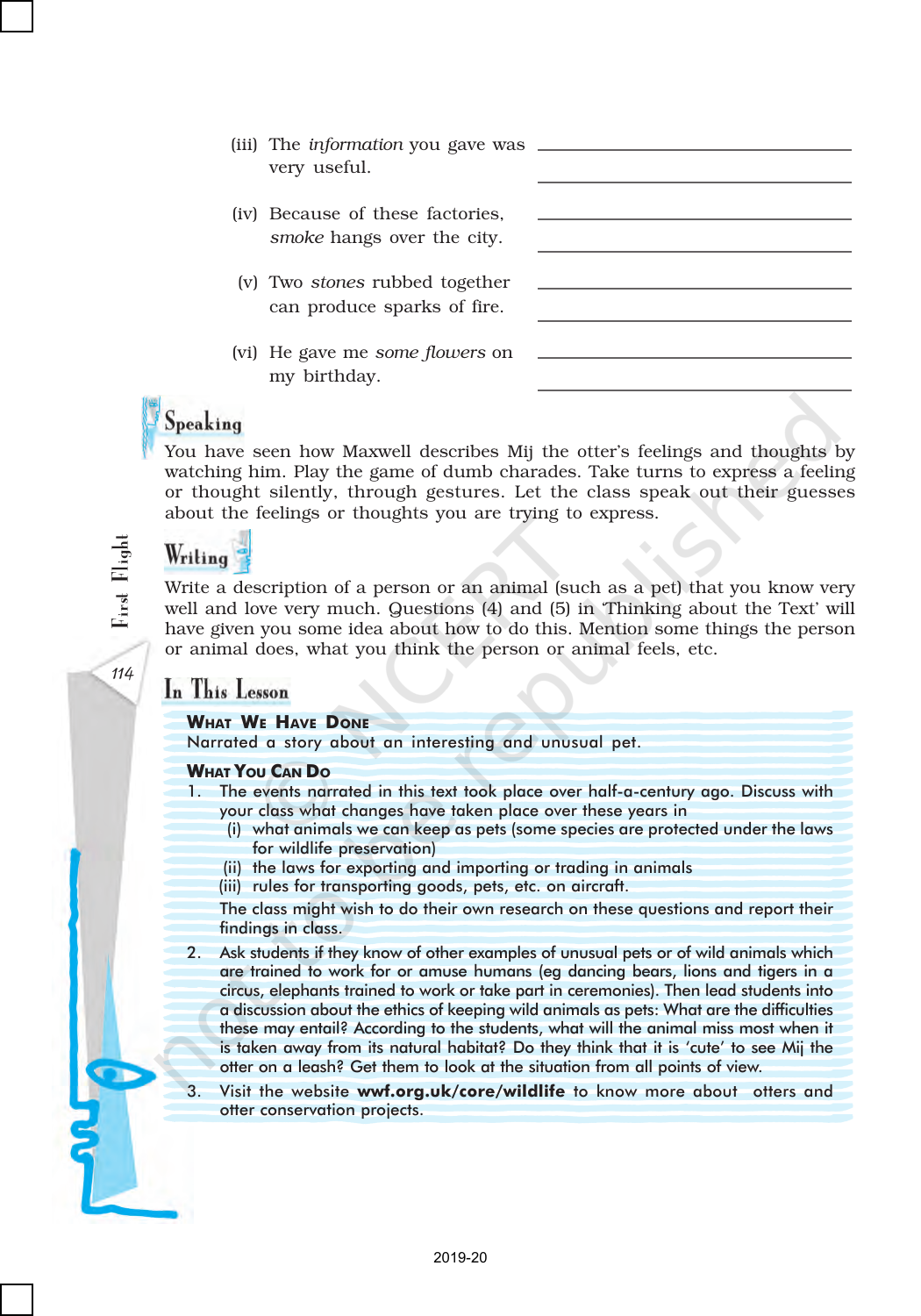(iii) The *information* you gave was very useful. ______________________

(iv) Because of these factories, *smoke* hangs over the city. ______________________

(v) Two *stones* rubbed together can produce sparks of fire. ______________________

(vi) He gave me *some flowers* on my birthday. ______________________

## Speaking

You have seen how Maxwell describes Mij the otter's feelings and thoughts by watching him. Play the game of dumb charades. Take turns to express a feeling or thought silently, through gestures. Let the class speak out their guesses about the feelings or thoughts you are trying to express.

## Writing

Write a description of a person or an animal (such as a pet) that you know very well and love very much. Questions (4) and (5) in 'Thinking about the Text' will have given you some idea about how to do this. Mention some things the person or animal does, what you think the person or animal feels, etc.

## In This Lesson

**What We Have Done**

Narrated a story about an interesting and unusual pet.

**What You Can Do**

1. The events narrated in this text took place over half-a-century ago. Discuss with your class what changes have taken place over these years in
   (i) what animals we can keep as pets (some species are protected under the laws for wildlife preservation)
   (ii) the laws for exporting and importing or trading in animals
   (iii) rules for transporting goods, pets, etc. on aircraft.

   The class might wish to do their own research on these questions and report their findings in class.
2. Ask students if they know of other examples of unusual pets or of wild animals which are trained to work for or amuse humans (eg dancing bears, lions and tigers in a circus, elephants trained to work or take part in ceremonies). Then lead students into a discussion about the ethics of keeping wild animals as pets: What are the difficulties these may entail? According to the students, what will the animal miss most when it is taken away from its natural habitat? Do they think that it is 'cute' to see Mij the otter on a leash? Get them to look at the situation from all points of view.
3. Visit the website **wwf.org.uk/core/wildlife** to know more about otters and otter conservation projects.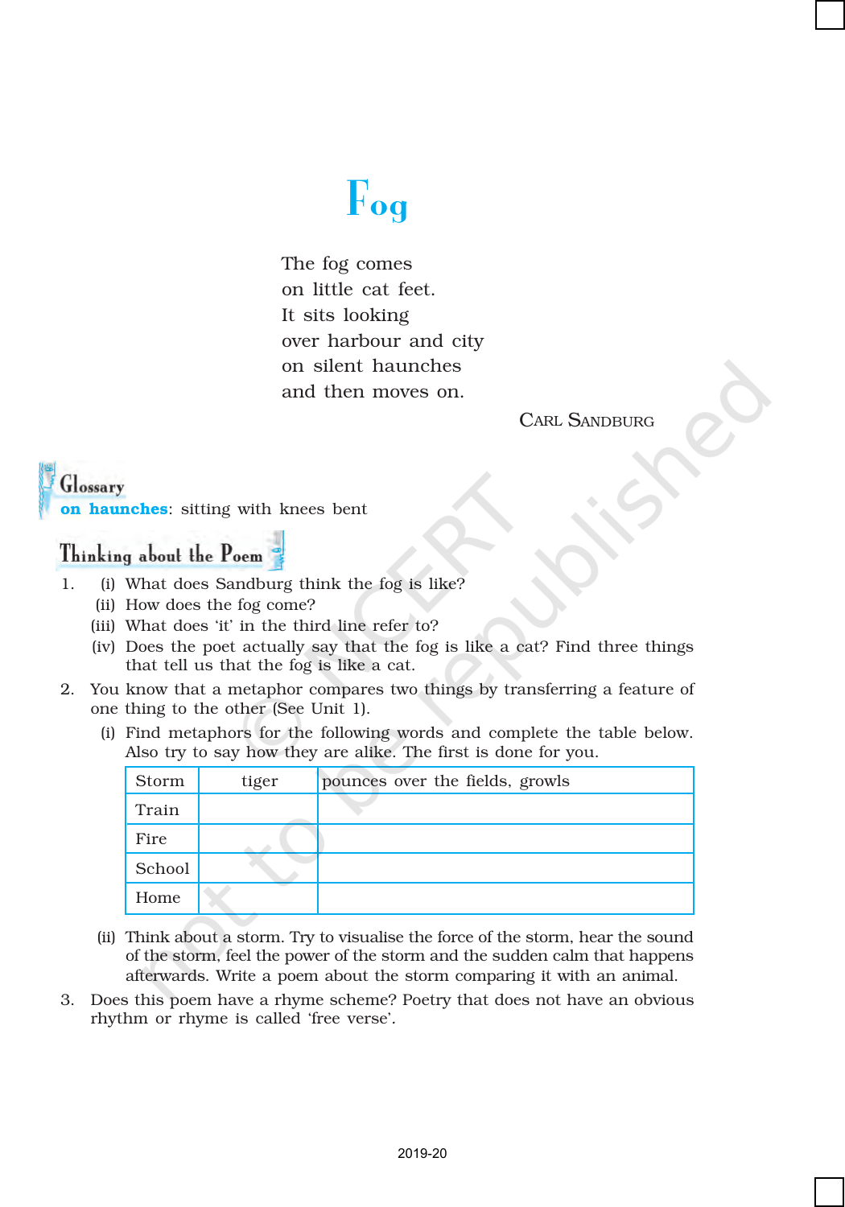# Fog

The fog comes
on little cat feet.
It sits looking
over harbour and city
on silent haunches
and then moves on.

CARL SANDBURG

## Glossary

**on haunches**: sitting with knees bent

## Thinking about the Poem

1. (i) What does Sandburg think the fog is like?
   (ii) How does the fog come?
   (iii) What does 'it' in the third line refer to?
   (iv) Does the poet actually say that the fog is like a cat? Find three things that tell us that the fog is like a cat.
2. You know that a metaphor compares two things by transferring a feature of one thing to the other (See Unit 1).
   (i) Find metaphors for the following words and complete the table below. Also try to say how they are alike. The first is done for you.

| | | |
|---|---|---|
| Storm | tiger | pounces over the fields, growls |
| Train | | |
| Fire | | |
| School | | |
| Home | | |

   (ii) Think about a storm. Try to visualise the force of the storm, hear the sound of the storm, feel the power of the storm and the sudden calm that happens afterwards. Write a poem about the storm comparing it with an animal.
3. Does this poem have a rhyme scheme? Poetry that does not have an obvious rhythm or rhyme is called 'free verse'.